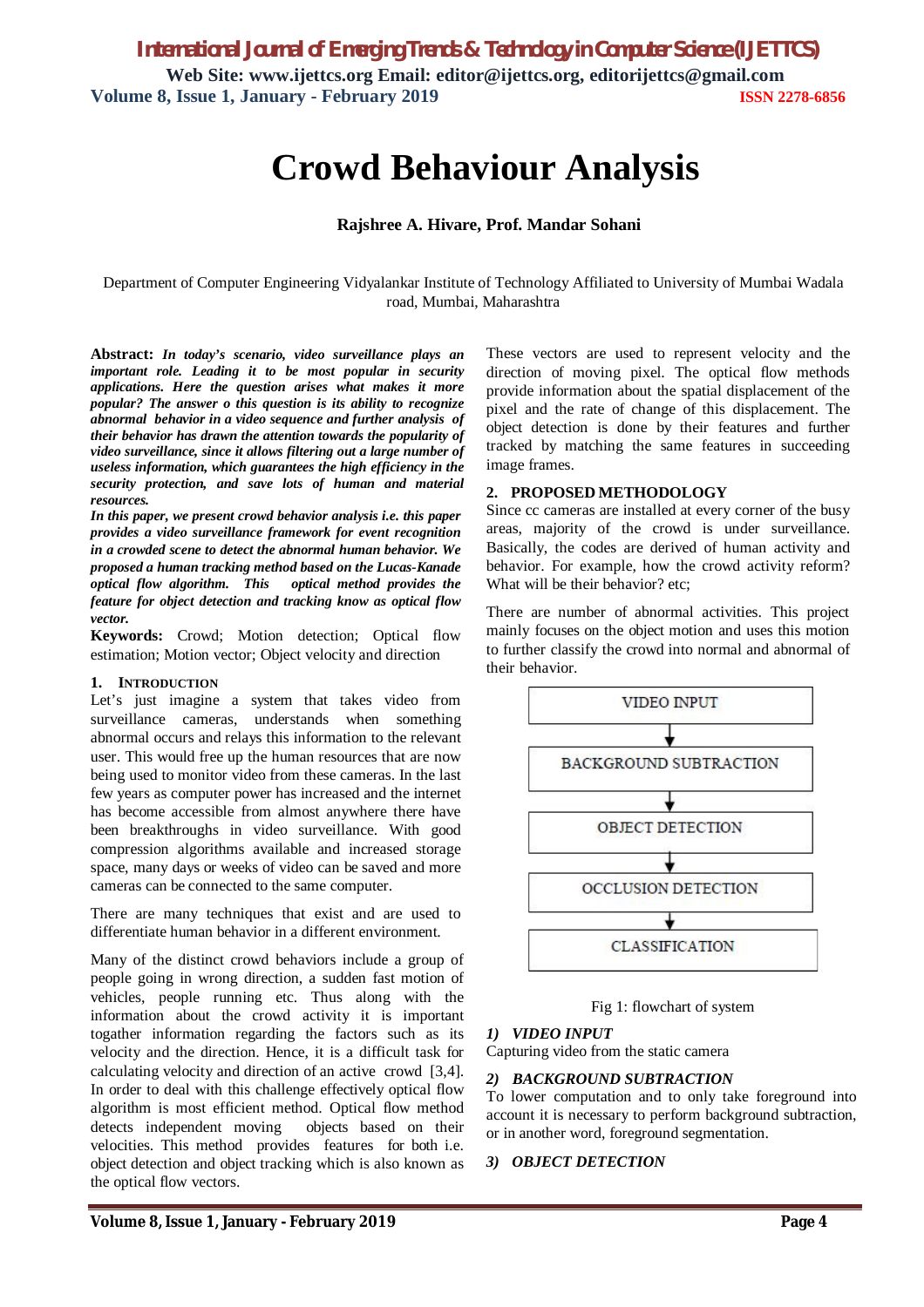# Crowd Behaviour Analysis

**Rajshree A. Hivare, Prof. Mandar Sohani**

Department of Computer Engineering Vidyalankar Institute of Technology Affiliated to University of Mumbai Wadala road, Mumbai, Maharashtra

**Abstract:** ***In today's scenario, video surveillance plays an important role. Leading it to be most popular in security applications. Here the question arises what makes it more popular? The answer o this question is its ability to recognize abnormal behavior in a video sequence and further analysis of their behavior has drawn the attention towards the popularity of video surveillance, since it allows filtering out a large number of useless information, which guarantees the high efficiency in the security protection, and save lots of human and material resources.***

***In this paper, we present crowd behavior analysis i.e. this paper provides a video surveillance framework for event recognition in a crowded scene to detect the abnormal human behavior. We proposed a human tracking method based on the Lucas-Kanade optical flow algorithm. This optical method provides the feature for object detection and tracking know as optical flow vector.***

**Keywords:** Crowd; Motion detection; Optical flow estimation; Motion vector; Object velocity and direction

## 1. INTRODUCTION

Let's just imagine a system that takes video from surveillance cameras, understands when something abnormal occurs and relays this information to the relevant user. This would free up the human resources that are now being used to monitor video from these cameras. In the last few years as computer power has increased and the internet has become accessible from almost anywhere there have been breakthroughs in video surveillance. With good compression algorithms available and increased storage space, many days or weeks of video can be saved and more cameras can be connected to the same computer.

There are many techniques that exist and are used to differentiate human behavior in a different environment.

Many of the distinct crowd behaviors include a group of people going in wrong direction, a sudden fast motion of vehicles, people running etc. Thus along with the information about the crowd activity it is important togather information regarding the factors such as its velocity and the direction. Hence, it is a difficult task for calculating velocity and direction of an active crowd [3,4]. In order to deal with this challenge effectively optical flow algorithm is most efficient method. Optical flow method detects independent moving objects based on their velocities. This method provides features for both i.e. object detection and object tracking which is also known as the optical flow vectors. These vectors are used to represent velocity and the direction of moving pixel. The optical flow methods provide information about the spatial displacement of the pixel and the rate of change of this displacement. The object detection is done by their features and further tracked by matching the same features in succeeding image frames.

## 2. PROPOSED METHODOLOGY

Since cc cameras are installed at every corner of the busy areas, majority of the crowd is under surveillance. Basically, the codes are derived of human activity and behavior. For example, how the crowd activity reform? What will be their behavior? etc;

There are number of abnormal activities. This project mainly focuses on the object motion and uses this motion to further classify the crowd into normal and abnormal of their behavior.

VIDEO INPUT → BACKGROUND SUBTRACTION → OBJECT DETECTION → OCCLUSION DETECTION → CLASSIFICATION

Fig 1: flowchart of system

### *1) VIDEO INPUT*

Capturing video from the static camera

### *2) BACKGROUND SUBTRACTION*

To lower computation and to only take foreground into account it is necessary to perform background subtraction, or in another word, foreground segmentation.

### *3) OBJECT DETECTION*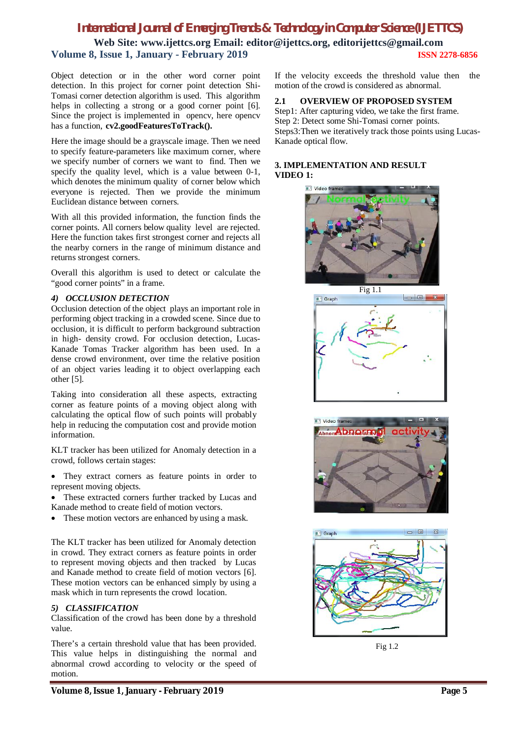Object detection or in the other word corner point detection. In this project for corner point detection Shi-Tomasi corner detection algorithm is used. This algorithm helps in collecting a strong or a good corner point [6]. Since the project is implemented in opencv, here opencv has a function, **cv2.goodFeaturesToTrack().**

Here the image should be a grayscale image. Then we need to specify feature-parameters like maximum corner, where we specify number of corners we want to find. Then we specify the quality level, which is a value between 0-1, which denotes the minimum quality of corner below which everyone is rejected. Then we provide the minimum Euclidean distance between corners.

With all this provided information, the function finds the corner points. All corners below quality level are rejected. Here the function takes first strongest corner and rejects all the nearby corners in the range of minimum distance and returns strongest corners.

Overall this algorithm is used to detect or calculate the "good corner points" in a frame.

### *4) OCCLUSION DETECTION*

Occlusion detection of the object plays an important role in performing object tracking in a crowded scene. Since due to occlusion, it is difficult to perform background subtraction in high- density crowd. For occlusion detection, Lucas-Kanade Tomas Tracker algorithm has been used. In a dense crowd environment, over time the relative position of an object varies leading it to object overlapping each other [5].

Taking into consideration all these aspects, extracting corner as feature points of a moving object along with calculating the optical flow of such points will probably help in reducing the computation cost and provide motion information.

KLT tracker has been utilized for Anomaly detection in a crowd, follows certain stages:

- They extract corners as feature points in order to represent moving objects.
- These extracted corners further tracked by Lucas and Kanade method to create field of motion vectors.
- These motion vectors are enhanced by using a mask.

The KLT tracker has been utilized for Anomaly detection in crowd. They extract corners as feature points in order to represent moving objects and then tracked by Lucas and Kanade method to create field of motion vectors [6]. These motion vectors can be enhanced simply by using a mask which in turn represents the crowd location.

### *5) CLASSIFICATION*

Classification of the crowd has been done by a threshold value.

There's a certain threshold value that has been provided. This value helps in distinguishing the normal and abnormal crowd according to velocity or the speed of motion.

If the velocity exceeds the threshold value then the motion of the crowd is considered as abnormal.

## 2.1 OVERVIEW OF PROPOSED SYSTEM

Step1: After capturing video, we take the first frame.
Step 2: Detect some Shi-Tomasi corner points.
Steps3:Then we iteratively track those points using Lucas-Kanade optical flow.

## 3. IMPLEMENTATION AND RESULT

**VIDEO 1:**

Fig 1.1

Fig 1.2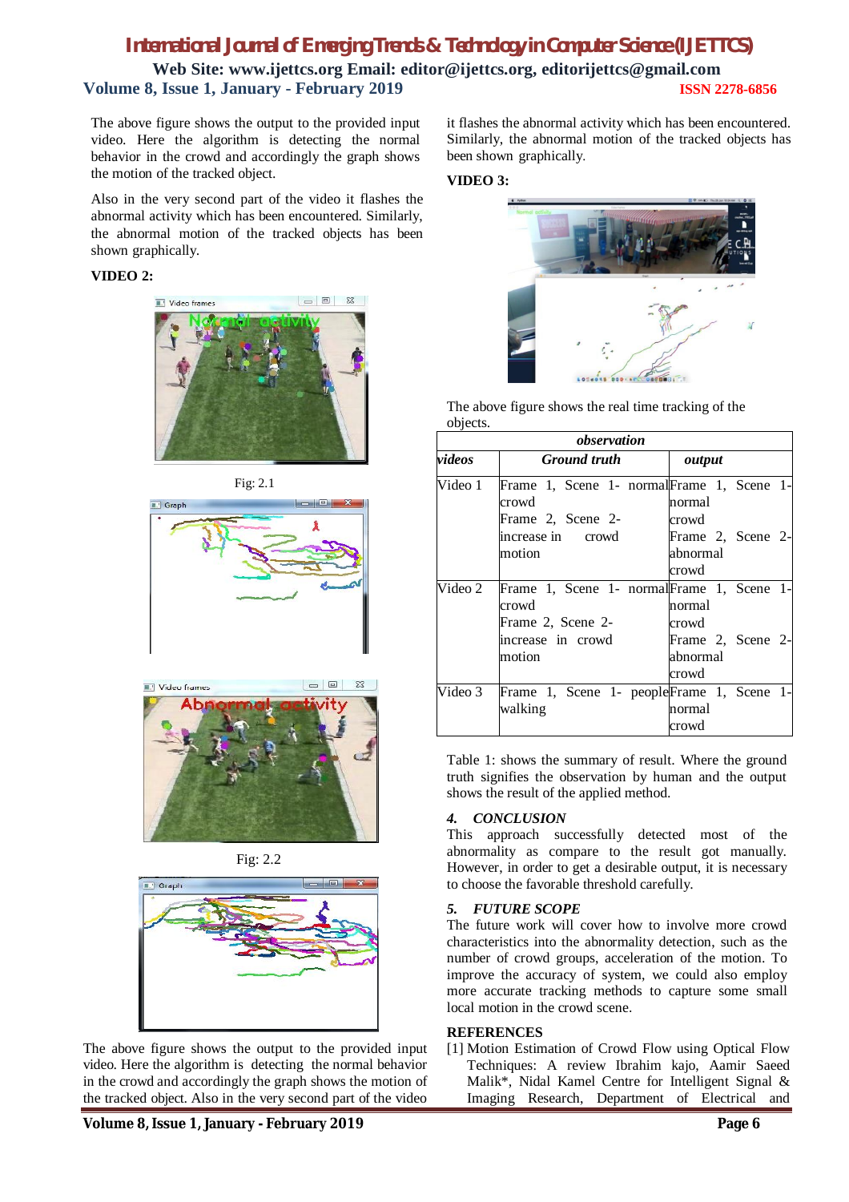The above figure shows the output to the provided input video. Here the algorithm is detecting the normal behavior in the crowd and accordingly the graph shows the motion of the tracked object.

Also in the very second part of the video it flashes the abnormal activity which has been encountered. Similarly, the abnormal motion of the tracked objects has been shown graphically.

**VIDEO 2:**

Fig: 2.1

Fig: 2.2

The above figure shows the output to the provided input video. Here the algorithm is detecting the normal behavior in the crowd and accordingly the graph shows the motion of the tracked object. Also in the very second part of the video it flashes the abnormal activity which has been encountered. Similarly, the abnormal motion of the tracked objects has been shown graphically.

**VIDEO 3:**

The above figure shows the real time tracking of the objects.

| *observation* | | |
|---|---|---|
| ***videos*** | ***Ground truth*** | ***output*** |
| Video 1 | Frame 1, Scene 1- normal crowd<br>Frame 2, Scene 2- increase in crowd motion | Frame 1, Scene 1- normal crowd<br>Frame 2, Scene 2- abnormal crowd |
| Video 2 | Frame 1, Scene 1- normal crowd<br>Frame 2, Scene 2- increase in crowd motion | Frame 1, Scene 1- normal crowd<br>Frame 2, Scene 2- abnormal crowd |
| Video 3 | Frame 1, Scene 1- people walking | Frame 1, Scene 1- normal crowd |

Table 1: shows the summary of result. Where the ground truth signifies the observation by human and the output shows the result of the applied method.

## *4. CONCLUSION*

This approach successfully detected most of the abnormality as compare to the result got manually. However, in order to get a desirable output, it is necessary to choose the favorable threshold carefully.

## *5. FUTURE SCOPE*

The future work will cover how to involve more crowd characteristics into the abnormality detection, such as the number of crowd groups, acceleration of the motion. To improve the accuracy of system, we could also employ more accurate tracking methods to capture some small local motion in the crowd scene.

## REFERENCES

[1] Motion Estimation of Crowd Flow using Optical Flow Techniques: A review Ibrahim kajo, Aamir Saeed Malik*, Nidal Kamel Centre for Intelligent Signal & Imaging Research, Department of Electrical and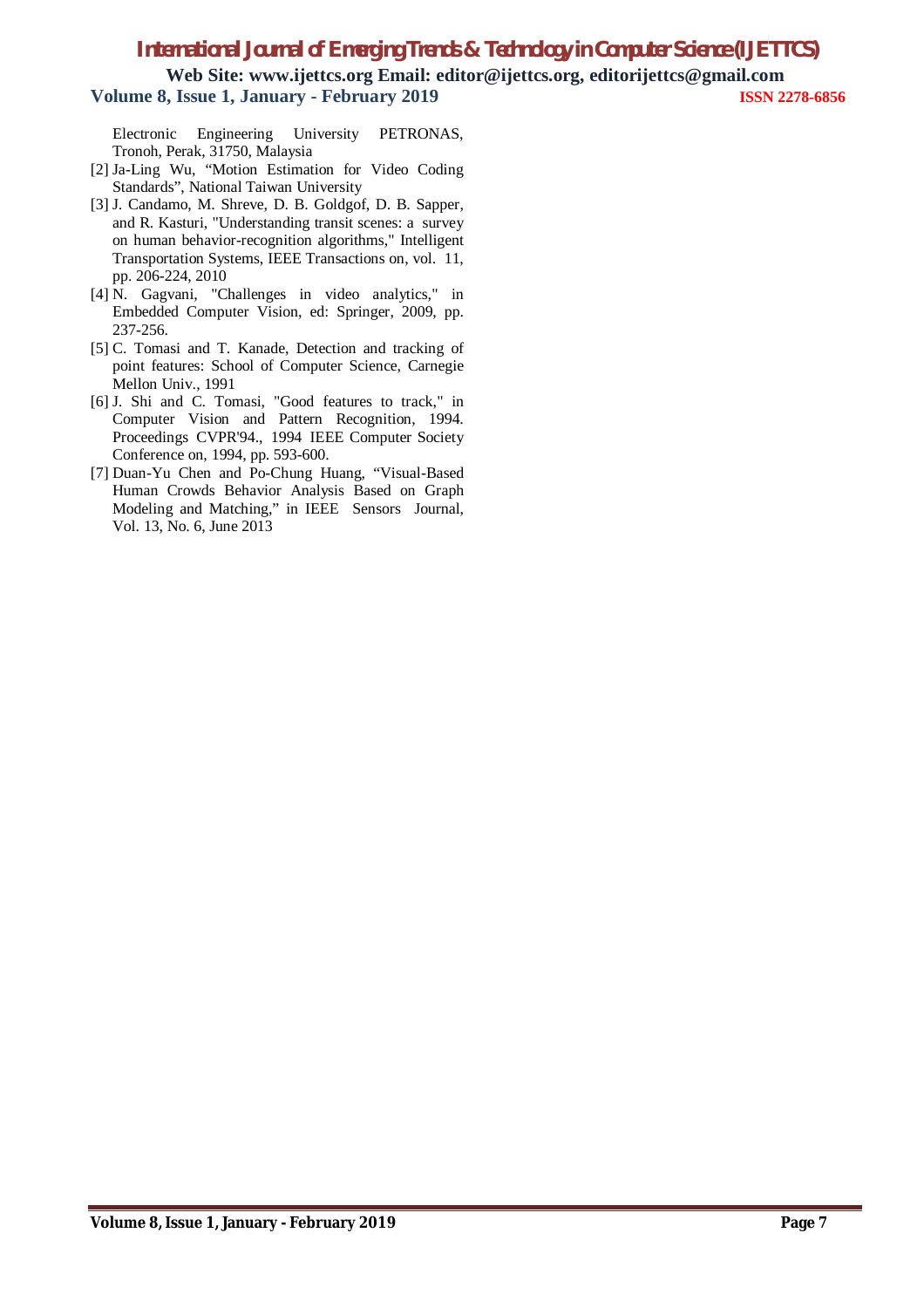Electronic Engineering University PETRONAS, Tronoh, Perak, 31750, Malaysia

[2] Ja-Ling Wu, "Motion Estimation for Video Coding Standards", National Taiwan University

[3] J. Candamo, M. Shreve, D. B. Goldgof, D. B. Sapper, and R. Kasturi, "Understanding transit scenes: a survey on human behavior-recognition algorithms," Intelligent Transportation Systems, IEEE Transactions on, vol. 11, pp. 206-224, 2010

[4] N. Gagvani, "Challenges in video analytics," in Embedded Computer Vision, ed: Springer, 2009, pp. 237-256.

[5] C. Tomasi and T. Kanade, Detection and tracking of point features: School of Computer Science, Carnegie Mellon Univ., 1991

[6] J. Shi and C. Tomasi, "Good features to track," in Computer Vision and Pattern Recognition, 1994. Proceedings CVPR'94., 1994 IEEE Computer Society Conference on, 1994, pp. 593-600.

[7] Duan-Yu Chen and Po-Chung Huang, "Visual-Based Human Crowds Behavior Analysis Based on Graph Modeling and Matching," in IEEE Sensors Journal, Vol. 13, No. 6, June 2013